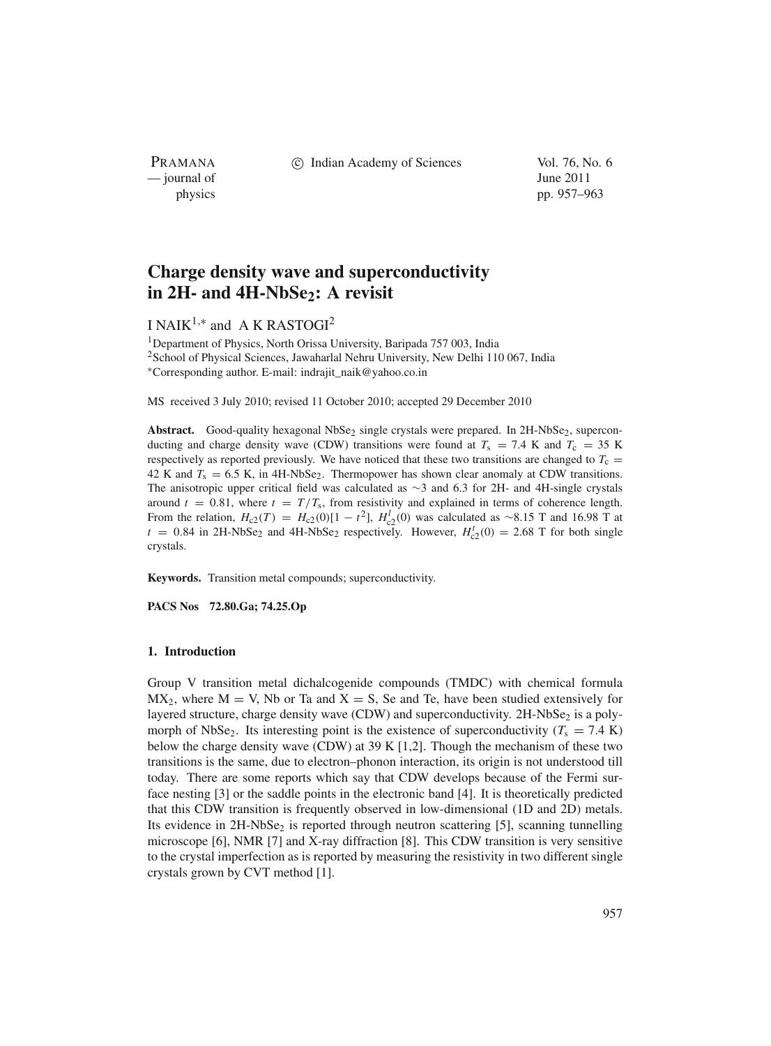# Charge density wave and superconductivity in 2H- and 4H-$NbSe_2$: A revisit

I NAIK[1,*] and A K RASTOGI[2]

[1]Department of Physics, North Orissa University, Baripada 757 003, India
[2]School of Physical Sciences, Jawaharlal Nehru University, New Delhi 110 067, India
*Corresponding author. E-mail: indrajit_naik@yahoo.co.in

MS received 3 July 2010; revised 11 October 2010; accepted 29 December 2010

**Abstract.** Good-quality hexagonal $NbSe_2$ single crystals were prepared. In 2H-$NbSe_2$, superconducting and charge density wave (CDW) transitions were found at $T_s = 7.4$ K and $T_c = 35$ K respectively as reported previously. We have noticed that these two transitions are changed to $T_c = 42$ K and $T_s = 6.5$ K, in 4H-$NbSe_2$. Thermopower has shown clear anomaly at CDW transitions. The anisotropic upper critical field was calculated as $\sim$3 and 6.3 for 2H- and 4H-single crystals around $t = 0.81$, where $t = T/T_s$, from resistivity and explained in terms of coherence length. From the relation, $H_{c2}(T) = H_{c2}(0)[1 - t^2]$, $H^l_{c2}(0)$ was calculated as $\sim$8.15 T and 16.98 T at $t = 0.84$ in 2H-$NbSe_2$ and 4H-$NbSe_2$ respectively. However, $H^t_{c2}(0) = 2.68$ T for both single crystals.

**Keywords.** Transition metal compounds; superconductivity.

**PACS Nos** 72.80.Ga; 74.25.Op

## 1. Introduction

Group V transition metal dichalcogenide compounds (TMDC) with chemical formula $MX_2$, where M = V, Nb or Ta and X = S, Se and Te, have been studied extensively for layered structure, charge density wave (CDW) and superconductivity. 2H-$NbSe_2$ is a polymorph of $NbSe_2$. Its interesting point is the existence of superconductivity ($T_s = 7.4$ K) below the charge density wave (CDW) at 39 K [1,2]. Though the mechanism of these two transitions is the same, due to electron–phonon interaction, its origin is not understood till today. There are some reports which say that CDW develops because of the Fermi surface nesting [3] or the saddle points in the electronic band [4]. It is theoretically predicted that this CDW transition is frequently observed in low-dimensional (1D and 2D) metals. Its evidence in 2H-$NbSe_2$ is reported through neutron scattering [5], scanning tunnelling microscope [6], NMR [7] and X-ray diffraction [8]. This CDW transition is very sensitive to the crystal imperfection as is reported by measuring the resistivity in two different single crystals grown by CVT method [1].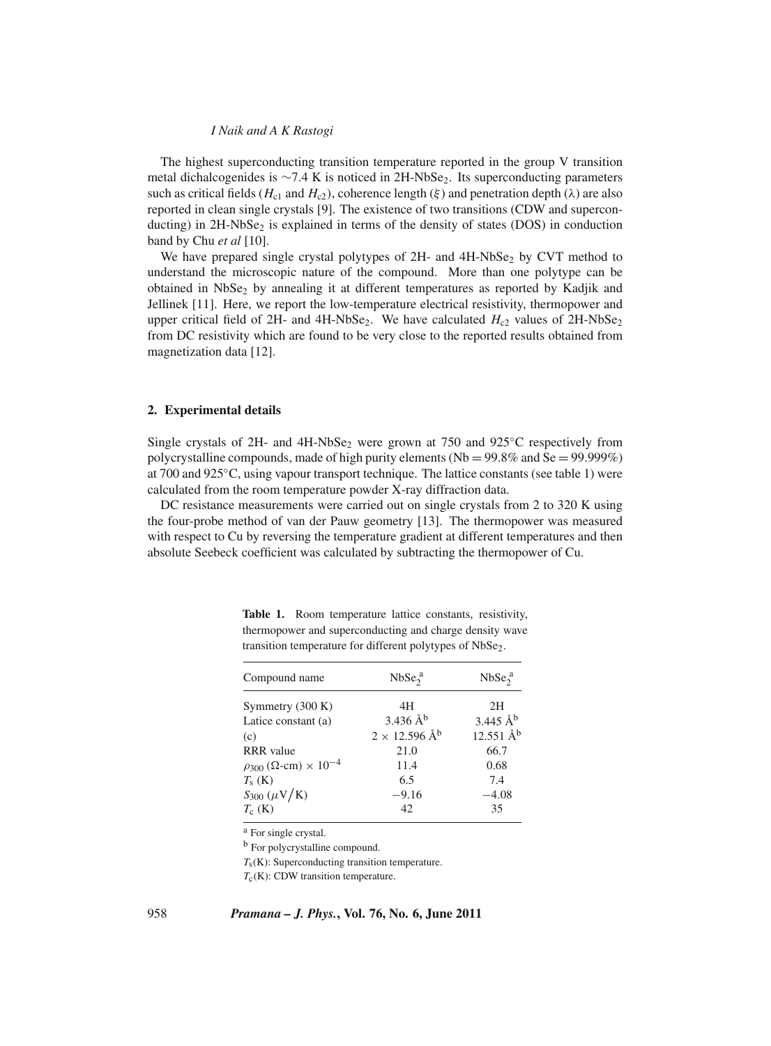The highest superconducting transition temperature reported in the group V transition metal dichalcogenides is ∼7.4 K is noticed in 2H-$NbSe_2$. Its superconducting parameters such as critical fields ($H_{c1}$ and $H_{c2}$), coherence length ($\xi$) and penetration depth ($\lambda$) are also reported in clean single crystals [9]. The existence of two transitions (CDW and superconducting) in 2H-$NbSe_2$ is explained in terms of the density of states (DOS) in conduction band by Chu *et al* [10].

We have prepared single crystal polytypes of 2H- and 4H-$NbSe_2$ by CVT method to understand the microscopic nature of the compound. More than one polytype can be obtained in $NbSe_2$ by annealing it at different temperatures as reported by Kadjik and Jellinek [11]. Here, we report the low-temperature electrical resistivity, thermopower and upper critical field of 2H- and 4H-$NbSe_2$. We have calculated $H_{c2}$ values of 2H-$NbSe_2$ from DC resistivity which are found to be very close to the reported results obtained from magnetization data [12].

## 2. Experimental details

Single crystals of 2H- and 4H-$NbSe_2$ were grown at 750 and 925°C respectively from polycrystalline compounds, made of high purity elements (Nb = 99.8% and Se = 99.999%) at 700 and 925°C, using vapour transport technique. The lattice constants (see table 1) were calculated from the room temperature powder X-ray diffraction data.

DC resistance measurements were carried out on single crystals from 2 to 320 K using the four-probe method of van der Pauw geometry [13]. The thermopower was measured with respect to Cu by reversing the temperature gradient at different temperatures and then absolute Seebeck coefficient was calculated by subtracting the thermopower of Cu.

**Table 1.** Room temperature lattice constants, resistivity, thermopower and superconducting and charge density wave transition temperature for different polytypes of $NbSe_2$.

| Compound name | $NbSe_2$[a] | $NbSe_2$[a] |
|---|---|---|
| Symmetry (300 K) | 4H | 2H |
| Latice constant (a) | 3.436 Å[b] | 3.445 Å[b] |
| (c) | 2 × 12.596 Å[b] | 12.551 Å[b] |
| RRR value | 21.0 | 66.7 |
| $\rho_{300}$ ($\Omega$-cm) $\times 10^{-4}$ | 11.4 | 0.68 |
| $T_s$ (K) | 6.5 | 7.4 |
| $S_{300}$ ($\mu$V/K) | −9.16 | −4.08 |
| $T_c$ (K) | 42 | 35 |

[a] For single crystal.

[b] For polycrystalline compound.

$T_s$(K): Superconducting transition temperature.

$T_c$(K): CDW transition temperature.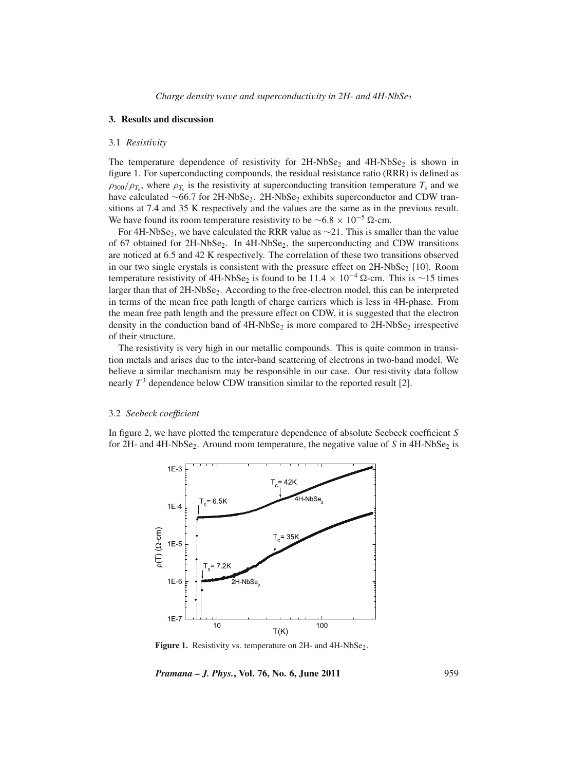## 3. Results and discussion

### 3.1 *Resistivity*

The temperature dependence of resistivity for 2H-$NbSe_2$ and 4H-$NbSe_2$ is shown in figure 1. For superconducting compounds, the residual resistance ratio (RRR) is defined as $\rho_{300}/\rho_{T_s}$, where $\rho_{T_s}$ is the resistivity at superconducting transition temperature $T_s$ and we have calculated ~66.7 for 2H-$NbSe_2$. 2H-$NbSe_2$ exhibits superconductor and CDW transitions at 7.4 and 35 K respectively and the values are the same as in the previous result. We have found its room temperature resistivity to be $\sim 6.8 \times 10^{-5}$ Ω-cm.

For 4H-$NbSe_2$, we have calculated the RRR value as ~21. This is smaller than the value of 67 obtained for 2H-$NbSe_2$. In 4H-$NbSe_2$, the superconducting and CDW transitions are noticed at 6.5 and 42 K respectively. The correlation of these two transitions observed in our two single crystals is consistent with the pressure effect on 2H-$NbSe_2$ [10]. Room temperature resistivity of 4H-$NbSe_2$ is found to be $11.4 \times 10^{-4}$ Ω-cm. This is ~15 times larger than that of 2H-$NbSe_2$. According to the free-electron model, this can be interpreted in terms of the mean free path length of charge carriers which is less in 4H-phase. From the mean free path length and the pressure effect on CDW, it is suggested that the electron density in the conduction band of 4H-$NbSe_2$ is more compared to 2H-$NbSe_2$ irrespective of their structure.

The resistivity is very high in our metallic compounds. This is quite common in transition metals and arises due to the inter-band scattering of electrons in two-band model. We believe a similar mechanism may be responsible in our case. Our resistivity data follow nearly $T^3$ dependence below CDW transition similar to the reported result [2].

### 3.2 *Seebeck coefficient*

In figure 2, we have plotted the temperature dependence of absolute Seebeck coefficient $S$ for 2H- and 4H-$NbSe_2$. Around room temperature, the negative value of $S$ in 4H-$NbSe_2$ is

**Figure 1.** Resistivity vs. temperature on 2H- and 4H-$NbSe_2$.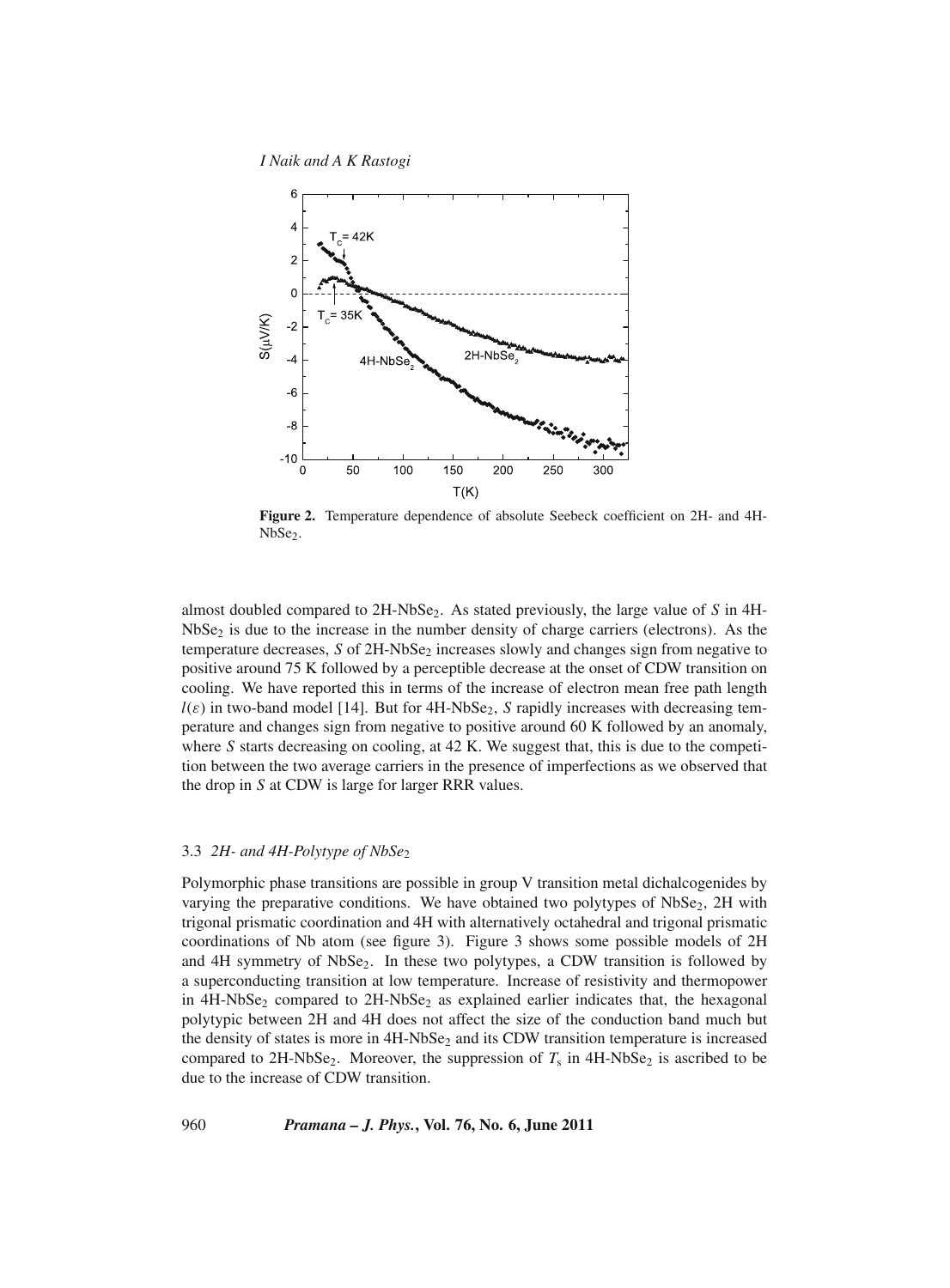**Figure 2.** Temperature dependence of absolute Seebeck coefficient on 2H- and 4H-$NbSe_2$.

almost doubled compared to 2H-$NbSe_2$. As stated previously, the large value of $S$ in 4H-$NbSe_2$ is due to the increase in the number density of charge carriers (electrons). As the temperature decreases, $S$ of 2H-$NbSe_2$ increases slowly and changes sign from negative to positive around 75 K followed by a perceptible decrease at the onset of CDW transition on cooling. We have reported this in terms of the increase of electron mean free path length $l(\varepsilon)$ in two-band model [14]. But for 4H-$NbSe_2$, $S$ rapidly increases with decreasing temperature and changes sign from negative to positive around 60 K followed by an anomaly, where $S$ starts decreasing on cooling, at 42 K. We suggest that, this is due to the competition between the two average carriers in the presence of imperfections as we observed that the drop in $S$ at CDW is large for larger RRR values.

### 3.3 *2H- and 4H-Polytype of $NbSe_2$*

Polymorphic phase transitions are possible in group V transition metal dichalcogenides by varying the preparative conditions. We have obtained two polytypes of $NbSe_2$, 2H with trigonal prismatic coordination and 4H with alternatively octahedral and trigonal prismatic coordinations of Nb atom (see figure 3). Figure 3 shows some possible models of 2H and 4H symmetry of $NbSe_2$. In these two polytypes, a CDW transition is followed by a superconducting transition at low temperature. Increase of resistivity and thermopower in 4H-$NbSe_2$ compared to 2H-$NbSe_2$ as explained earlier indicates that, the hexagonal polytypic between 2H and 4H does not affect the size of the conduction band much but the density of states is more in 4H-$NbSe_2$ and its CDW transition temperature is increased compared to 2H-$NbSe_2$. Moreover, the suppression of $T_s$ in 4H-$NbSe_2$ is ascribed to be due to the increase of CDW transition.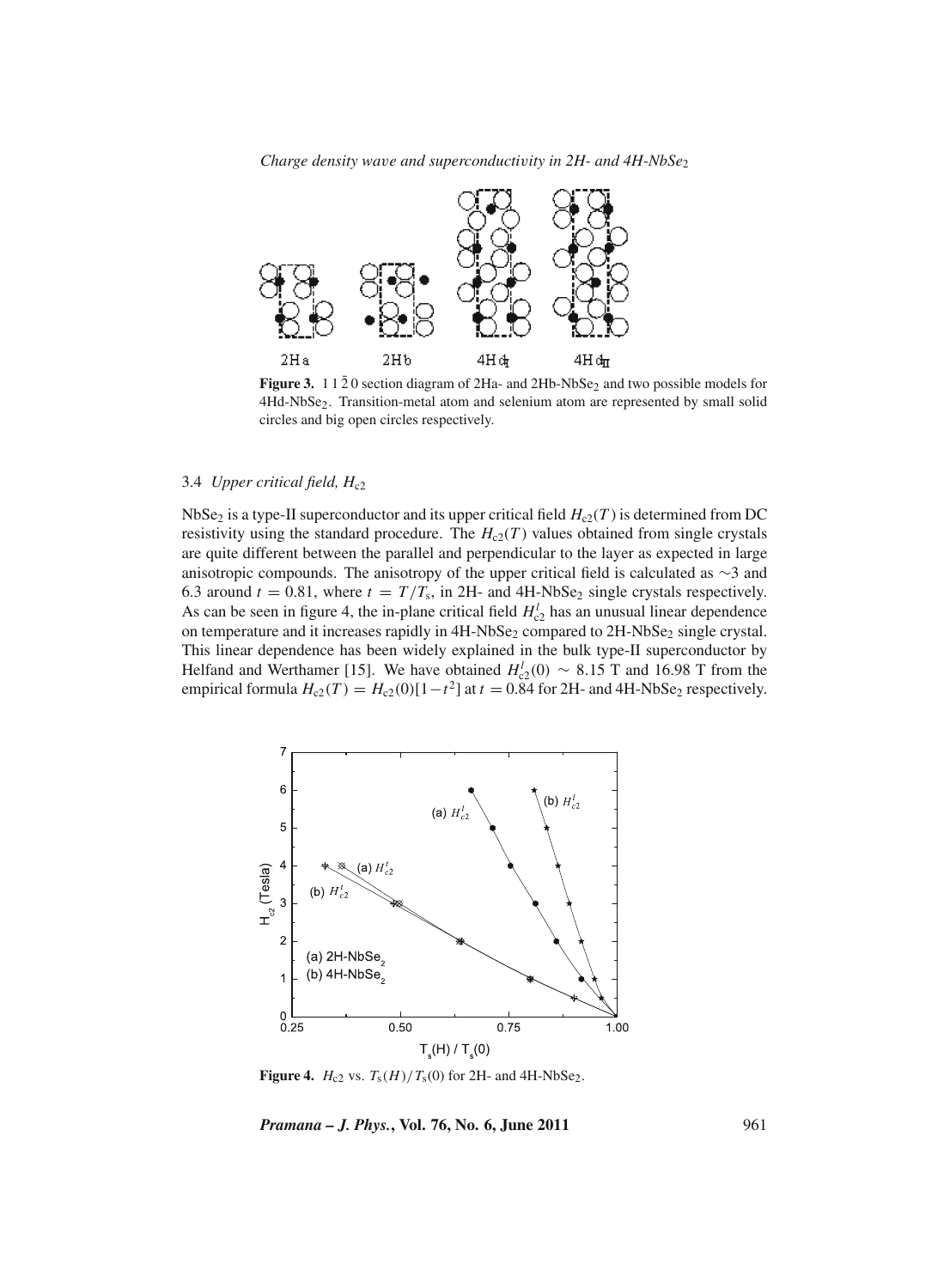**Figure 3.** $1\,1\,\bar{2}\,0$ section diagram of 2Ha- and 2Hb-$NbSe_2$ and two possible models for 4Hd-$NbSe_2$. Transition-metal atom and selenium atom are represented by small solid circles and big open circles respectively.

### 3.4 *Upper critical field, $H_{c2}$*

$NbSe_2$ is a type-II superconductor and its upper critical field $H_{c2}(T)$ is determined from DC resistivity using the standard procedure. The $H_{c2}(T)$ values obtained from single crystals are quite different between the parallel and perpendicular to the layer as expected in large anisotropic compounds. The anisotropy of the upper critical field is calculated as $\sim$3 and 6.3 around $t = 0.81$, where $t = T/T_s$, in 2H- and 4H-$NbSe_2$ single crystals respectively. As can be seen in figure 4, the in-plane critical field $H_{c2}^{l}$ has an unusual linear dependence on temperature and it increases rapidly in 4H-$NbSe_2$ compared to 2H-$NbSe_2$ single crystal. This linear dependence has been widely explained in the bulk type-II superconductor by Helfand and Werthamer [15]. We have obtained $H_{c2}^{l}(0) \sim 8.15$ T and 16.98 T from the empirical formula $H_{c2}(T) = H_{c2}(0)[1-t^2]$ at $t = 0.84$ for 2H- and 4H-$NbSe_2$ respectively.

**Figure 4.** $H_{c2}$ vs. $T_s(H)/T_s(0)$ for 2H- and 4H-$NbSe_2$.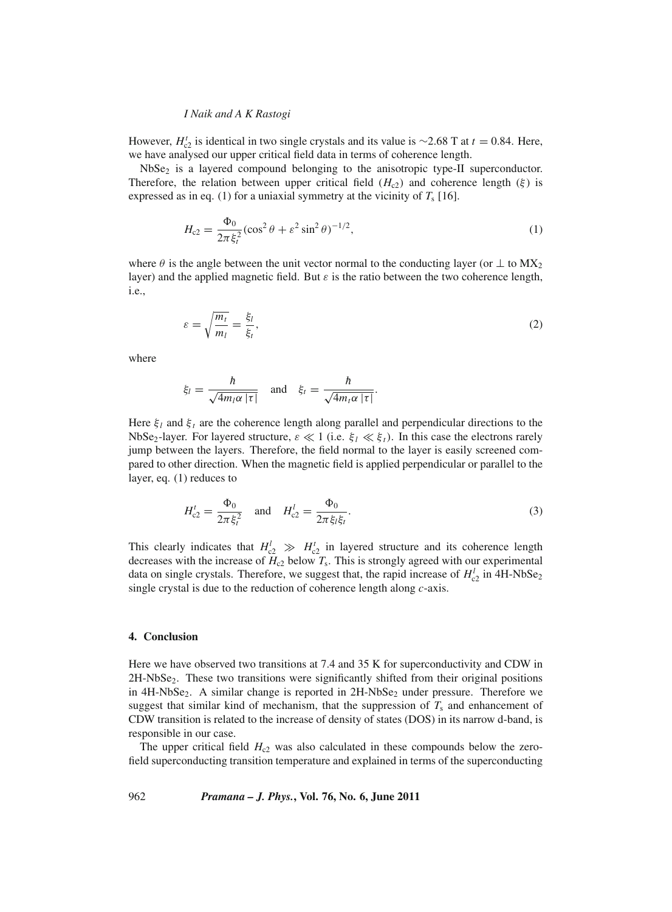However, $H_{c2}^{t}$ is identical in two single crystals and its value is ~2.68 T at $t = 0.84$. Here, we have analysed our upper critical field data in terms of coherence length.

$NbSe_2$ is a layered compound belonging to the anisotropic type-II superconductor. Therefore, the relation between upper critical field ($H_{c2}$) and coherence length ($\xi$) is expressed as in eq. (1) for a uniaxial symmetry at the vicinity of $T_s$ [16].

$$H_{c2} = \frac{\Phi_0}{2\pi\xi_t^2}(\cos^2\theta + \varepsilon^2\sin^2\theta)^{-1/2}, \tag{1}$$

where $\theta$ is the angle between the unit vector normal to the conducting layer (or $\perp$ to $MX_2$ layer) and the applied magnetic field. But $\varepsilon$ is the ratio between the two coherence length, i.e.,

$$\varepsilon = \sqrt{\frac{m_t}{m_l}} = \frac{\xi_l}{\xi_t}, \tag{2}$$

where

$$\xi_l = \frac{\hbar}{\sqrt{4m_l\alpha\,|\tau|}} \quad \text{and} \quad \xi_t = \frac{\hbar}{\sqrt{4m_t\alpha\,|\tau|}}.$$

Here $\xi_l$ and $\xi_t$ are the coherence length along parallel and perpendicular directions to the $NbSe_2$-layer. For layered structure, $\varepsilon \ll 1$ (i.e. $\xi_l \ll \xi_t$). In this case the electrons rarely jump between the layers. Therefore, the field normal to the layer is easily screened compared to other direction. When the magnetic field is applied perpendicular or parallel to the layer, eq. (1) reduces to

$$H_{c2}^{t} = \frac{\Phi_0}{2\pi\xi_t^2} \quad \text{and} \quad H_{c2}^{l} = \frac{\Phi_0}{2\pi\xi_l\xi_t}. \tag{3}$$

This clearly indicates that $H_{c2}^{l} \gg H_{c2}^{t}$ in layered structure and its coherence length decreases with the increase of $H_{c2}$ below $T_s$. This is strongly agreed with our experimental data on single crystals. Therefore, we suggest that, the rapid increase of $H_{c2}^{l}$ in 4H-$NbSe_2$ single crystal is due to the reduction of coherence length along $c$-axis.

## 4. Conclusion

Here we have observed two transitions at 7.4 and 35 K for superconductivity and CDW in 2H-$NbSe_2$. These two transitions were significantly shifted from their original positions in 4H-$NbSe_2$. A similar change is reported in 2H-$NbSe_2$ under pressure. Therefore we suggest that similar kind of mechanism, that the suppression of $T_s$ and enhancement of CDW transition is related to the increase of density of states (DOS) in its narrow d-band, is responsible in our case.

The upper critical field $H_{c2}$ was also calculated in these compounds below the zero-field superconducting transition temperature and explained in terms of the superconducting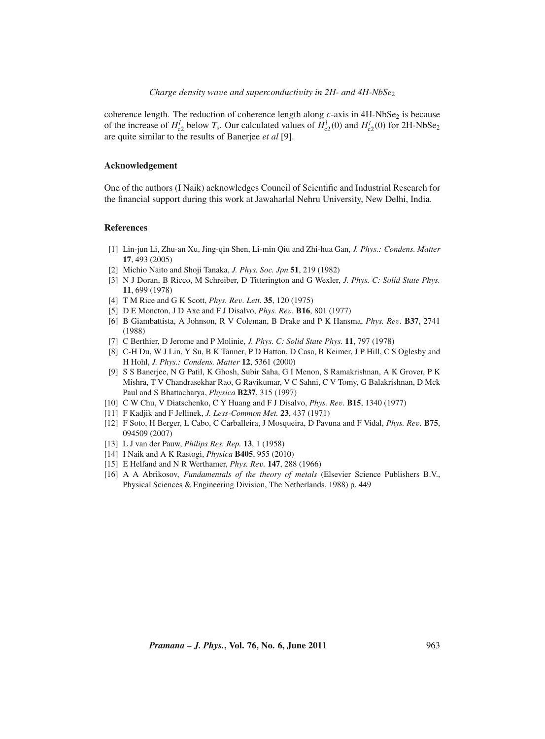coherence length. The reduction of coherence length along $c$-axis in 4H-$NbSe_2$ is because of the increase of $H_{c2}^{l}$ below $T_s$. Our calculated values of $H_{c2}^{l}(0)$ and $H_{c2}^{t}(0)$ for 2H-$NbSe_2$ are quite similar to the results of Banerjee *et al* [9].

## Acknowledgement

One of the authors (I Naik) acknowledges Council of Scientific and Industrial Research for the financial support during this work at Jawaharlal Nehru University, New Delhi, India.

## References

[1] Lin-jun Li, Zhu-an Xu, Jing-qin Shen, Li-min Qiu and Zhi-hua Gan, *J. Phys.: Condens. Matter* **17**, 493 (2005)

[2] Michio Naito and Shoji Tanaka, *J. Phys. Soc. Jpn* **51**, 219 (1982)

[3] N J Doran, B Ricco, M Schreiber, D Titterington and G Wexler, *J. Phys. C: Solid State Phys.* **11**, 699 (1978)

[4] T M Rice and G K Scott, *Phys. Rev. Lett.* **35**, 120 (1975)

[5] D E Moncton, J D Axe and F J Disalvo, *Phys. Rev.* **B16**, 801 (1977)

[6] B Giambattista, A Johnson, R V Coleman, B Drake and P K Hansma, *Phys. Rev.* **B37**, 2741 (1988)

[7] C Berthier, D Jerome and P Molinie, *J. Phys. C: Solid State Phys.* **11**, 797 (1978)

[8] C-H Du, W J Lin, Y Su, B K Tanner, P D Hatton, D Casa, B Keimer, J P Hill, C S Oglesby and H Hohl, *J. Phys.: Condens. Matter* **12**, 5361 (2000)

[9] S S Banerjee, N G Patil, K Ghosh, Subir Saha, G I Menon, S Ramakrishnan, A K Grover, P K Mishra, T V Chandrasekhar Rao, G Ravikumar, V C Sahni, C V Tomy, G Balakrishnan, D Mck Paul and S Bhattacharya, *Physica* **B237**, 315 (1997)

[10] C W Chu, V Diatschenko, C Y Huang and F J Disalvo, *Phys. Rev.* **B15**, 1340 (1977)

[11] F Kadjik and F Jellinek, *J. Less-Common Met.* **23**, 437 (1971)

[12] F Soto, H Berger, L Cabo, C Carballeira, J Mosqueira, D Pavuna and F Vidal, *Phys. Rev.* **B75**, 094509 (2007)

[13] L J van der Pauw, *Philips Res. Rep.* **13**, 1 (1958)

[14] I Naik and A K Rastogi, *Physica* **B405**, 955 (2010)

[15] E Helfand and N R Werthamer, *Phys. Rev.* **147**, 288 (1966)

[16] A A Abrikosov, *Fundamentals of the theory of metals* (Elsevier Science Publishers B.V., Physical Sciences & Engineering Division, The Netherlands, 1988) p. 449